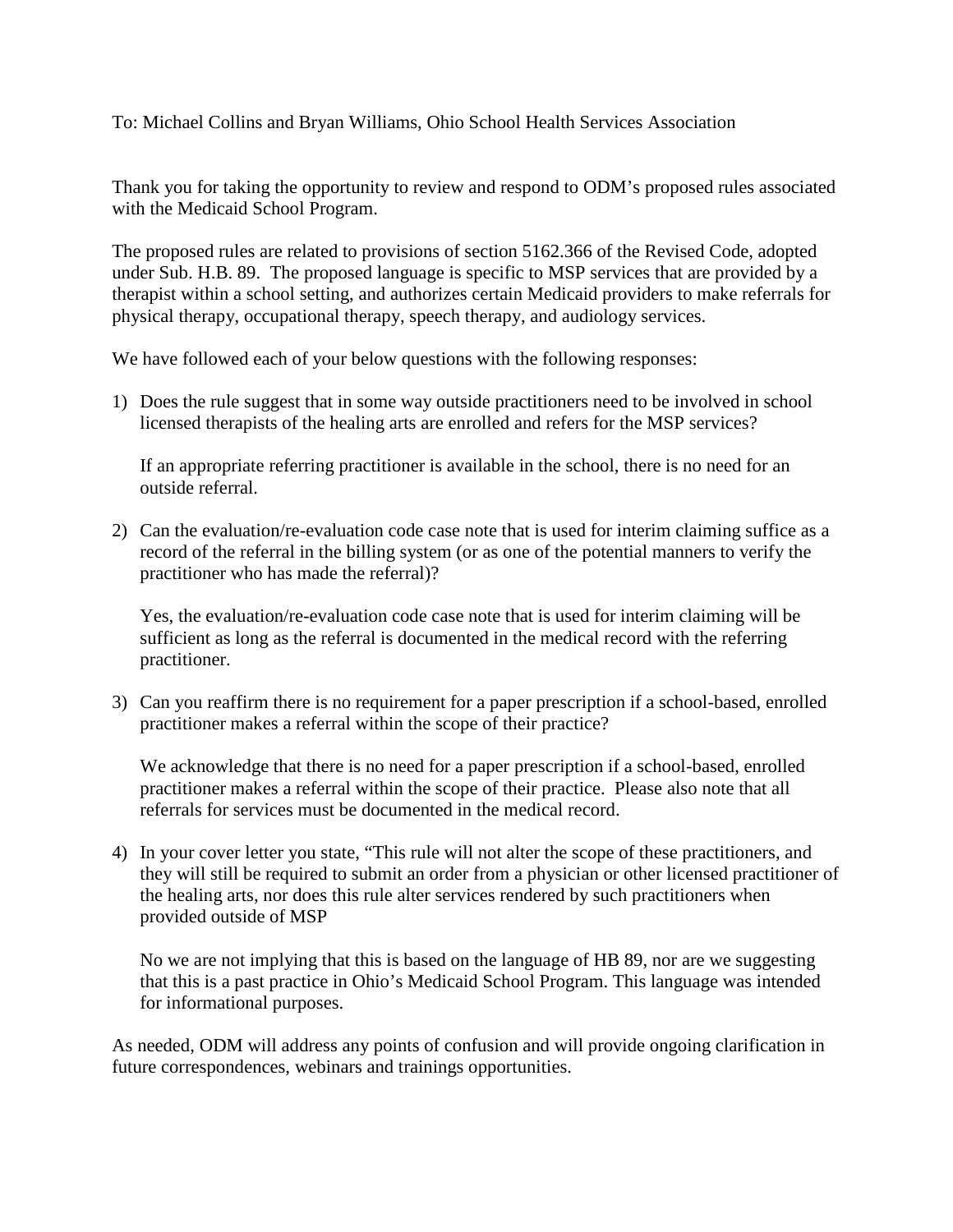To: Michael Collins and Bryan Williams, Ohio School Health Services Association

Thank you for taking the opportunity to review and respond to ODM's proposed rules associated with the Medicaid School Program.

The proposed rules are related to provisions of section 5162.366 of the Revised Code, adopted under Sub. H.B. 89. The proposed language is specific to MSP services that are provided by a therapist within a school setting, and authorizes certain Medicaid providers to make referrals for physical therapy, occupational therapy, speech therapy, and audiology services.

We have followed each of your below questions with the following responses:

1) Does the rule suggest that in some way outside practitioners need to be involved in school licensed therapists of the healing arts are enrolled and refers for the MSP services?

   If an appropriate referring practitioner is available in the school, there is no need for an outside referral.

2) Can the evaluation/re-evaluation code case note that is used for interim claiming suffice as a record of the referral in the billing system (or as one of the potential manners to verify the practitioner who has made the referral)?

   Yes, the evaluation/re-evaluation code case note that is used for interim claiming will be sufficient as long as the referral is documented in the medical record with the referring practitioner.

3) Can you reaffirm there is no requirement for a paper prescription if a school-based, enrolled practitioner makes a referral within the scope of their practice?

   We acknowledge that there is no need for a paper prescription if a school-based, enrolled practitioner makes a referral within the scope of their practice. Please also note that all referrals for services must be documented in the medical record.

4) In your cover letter you state, "This rule will not alter the scope of these practitioners, and they will still be required to submit an order from a physician or other licensed practitioner of the healing arts, nor does this rule alter services rendered by such practitioners when provided outside of MSP

   No we are not implying that this is based on the language of HB 89, nor are we suggesting that this is a past practice in Ohio's Medicaid School Program. This language was intended for informational purposes.

As needed, ODM will address any points of confusion and will provide ongoing clarification in future correspondences, webinars and trainings opportunities.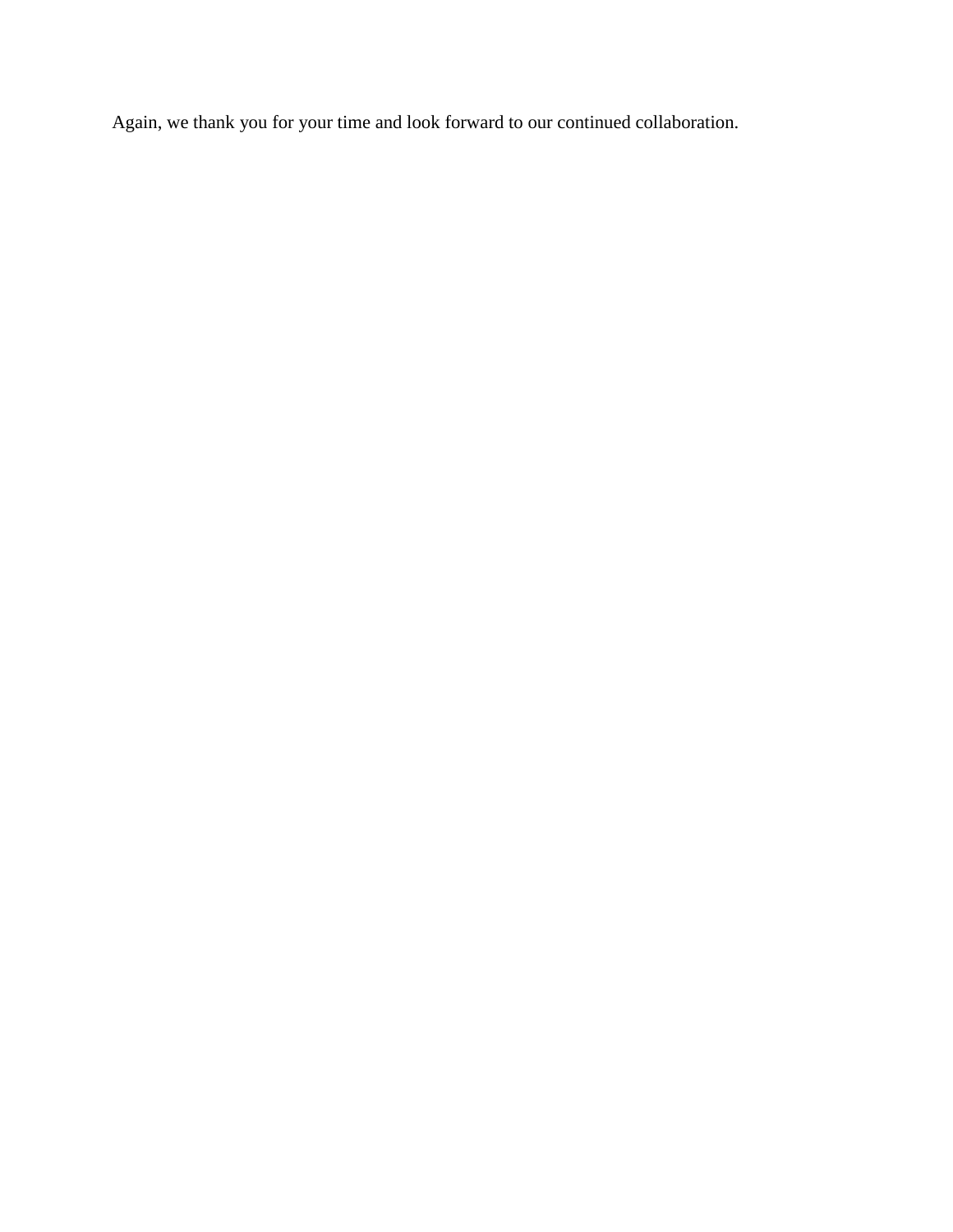Again, we thank you for your time and look forward to our continued collaboration.